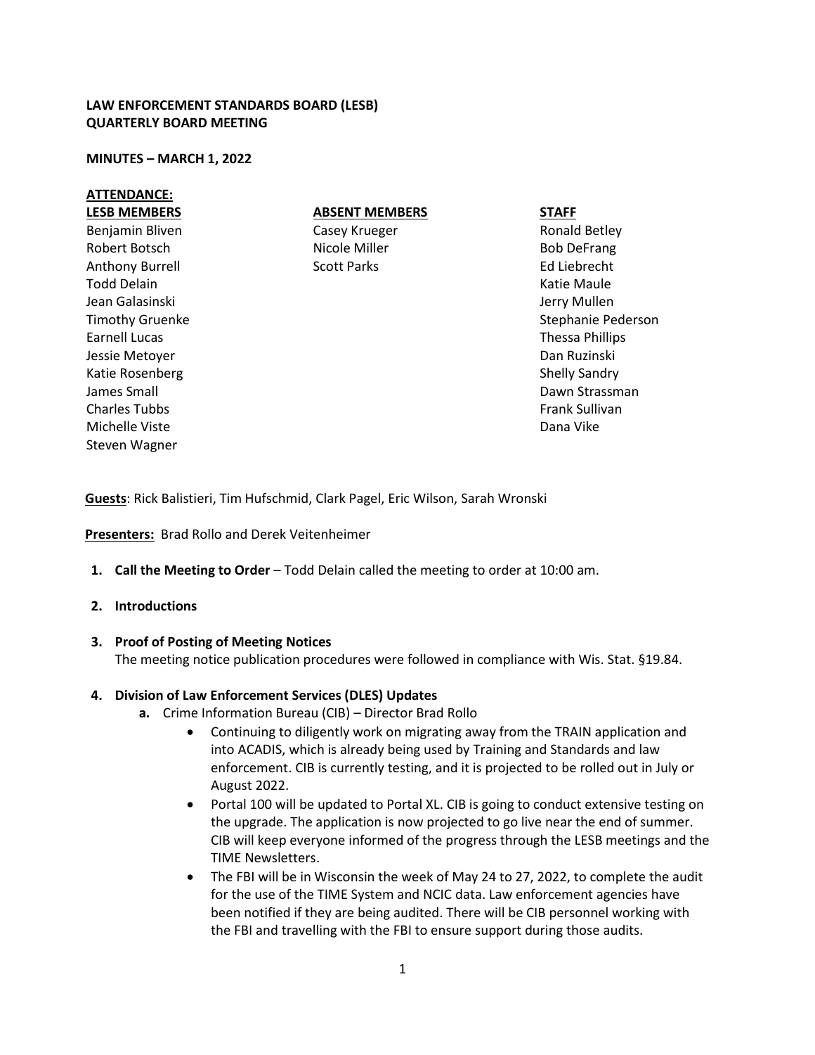**LAW ENFORCEMENT STANDARDS BOARD (LESB)**
**QUARTERLY BOARD MEETING**

**MINUTES – MARCH 1, 2022**

**ATTENDANCE:**

| LESB MEMBERS | ABSENT MEMBERS | STAFF |
|---|---|---|
| Benjamin Bliven | Casey Krueger | Ronald Betley |
| Robert Botsch | Nicole Miller | Bob DeFrang |
| Anthony Burrell | Scott Parks | Ed Liebrecht |
| Todd Delain | | Katie Maule |
| Jean Galasinski | | Jerry Mullen |
| Timothy Gruenke | | Stephanie Pederson |
| Earnell Lucas | | Thessa Phillips |
| Jessie Metoyer | | Dan Ruzinski |
| Katie Rosenberg | | Shelly Sandry |
| James Small | | Dawn Strassman |
| Charles Tubbs | | Frank Sullivan |
| Michelle Viste | | Dana Vike |
| Steven Wagner | | |

**Guests**: Rick Balistieri, Tim Hufschmid, Clark Pagel, Eric Wilson, Sarah Wronski

**Presenters:** Brad Rollo and Derek Veitenheimer

1. **Call the Meeting to Order** – Todd Delain called the meeting to order at 10:00 am.

2. **Introductions**

3. **Proof of Posting of Meeting Notices**
   The meeting notice publication procedures were followed in compliance with Wis. Stat. §19.84.

4. **Division of Law Enforcement Services (DLES) Updates**
   a. Crime Information Bureau (CIB) – Director Brad Rollo
      - Continuing to diligently work on migrating away from the TRAIN application and into ACADIS, which is already being used by Training and Standards and law enforcement. CIB is currently testing, and it is projected to be rolled out in July or August 2022.
      - Portal 100 will be updated to Portal XL. CIB is going to conduct extensive testing on the upgrade. The application is now projected to go live near the end of summer. CIB will keep everyone informed of the progress through the LESB meetings and the TIME Newsletters.
      - The FBI will be in Wisconsin the week of May 24 to 27, 2022, to complete the audit for the use of the TIME System and NCIC data. Law enforcement agencies have been notified if they are being audited. There will be CIB personnel working with the FBI and travelling with the FBI to ensure support during those audits.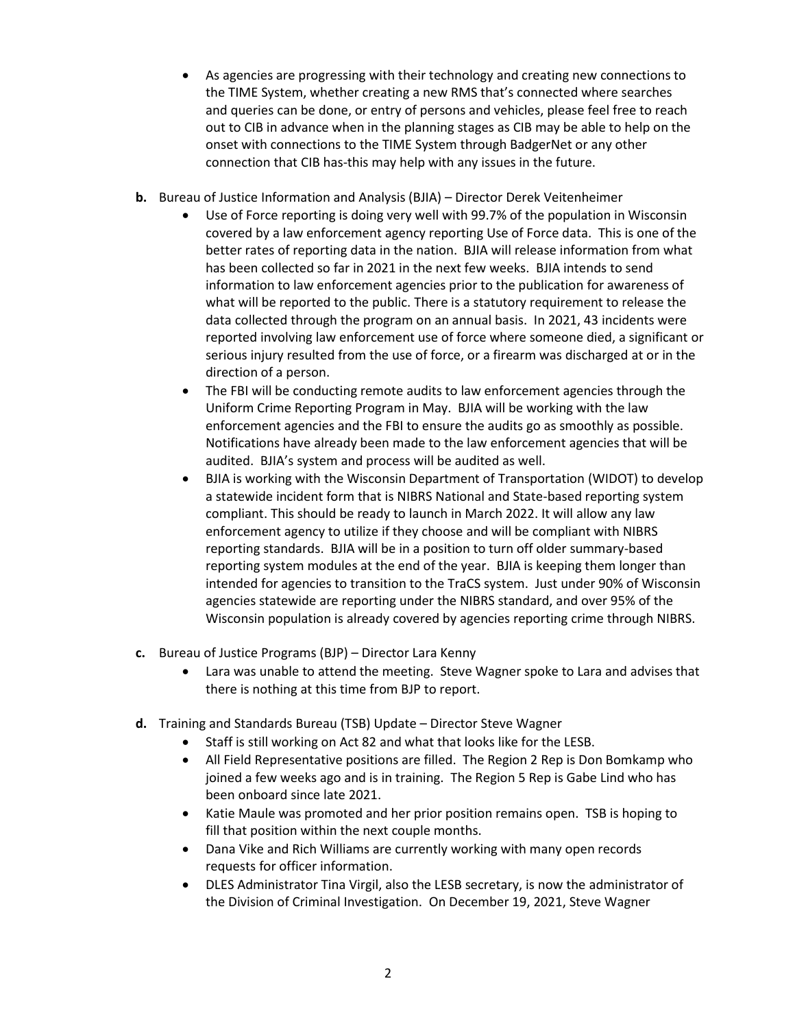- As agencies are progressing with their technology and creating new connections to the TIME System, whether creating a new RMS that's connected where searches and queries can be done, or entry of persons and vehicles, please feel free to reach out to CIB in advance when in the planning stages as CIB may be able to help on the onset with connections to the TIME System through BadgerNet or any other connection that CIB has-this may help with any issues in the future.

**b.** Bureau of Justice Information and Analysis (BJIA) – Director Derek Veitenheimer

- Use of Force reporting is doing very well with 99.7% of the population in Wisconsin covered by a law enforcement agency reporting Use of Force data. This is one of the better rates of reporting data in the nation. BJIA will release information from what has been collected so far in 2021 in the next few weeks. BJIA intends to send information to law enforcement agencies prior to the publication for awareness of what will be reported to the public. There is a statutory requirement to release the data collected through the program on an annual basis. In 2021, 43 incidents were reported involving law enforcement use of force where someone died, a significant or serious injury resulted from the use of force, or a firearm was discharged at or in the direction of a person.
- The FBI will be conducting remote audits to law enforcement agencies through the Uniform Crime Reporting Program in May. BJIA will be working with the law enforcement agencies and the FBI to ensure the audits go as smoothly as possible. Notifications have already been made to the law enforcement agencies that will be audited. BJIA's system and process will be audited as well.
- BJIA is working with the Wisconsin Department of Transportation (WIDOT) to develop a statewide incident form that is NIBRS National and State-based reporting system compliant. This should be ready to launch in March 2022. It will allow any law enforcement agency to utilize if they choose and will be compliant with NIBRS reporting standards. BJIA will be in a position to turn off older summary-based reporting system modules at the end of the year. BJIA is keeping them longer than intended for agencies to transition to the TraCS system. Just under 90% of Wisconsin agencies statewide are reporting under the NIBRS standard, and over 95% of the Wisconsin population is already covered by agencies reporting crime through NIBRS.

**c.** Bureau of Justice Programs (BJP) – Director Lara Kenny

- Lara was unable to attend the meeting. Steve Wagner spoke to Lara and advises that there is nothing at this time from BJP to report.

**d.** Training and Standards Bureau (TSB) Update – Director Steve Wagner

- Staff is still working on Act 82 and what that looks like for the LESB.
- All Field Representative positions are filled. The Region 2 Rep is Don Bomkamp who joined a few weeks ago and is in training. The Region 5 Rep is Gabe Lind who has been onboard since late 2021.
- Katie Maule was promoted and her prior position remains open. TSB is hoping to fill that position within the next couple months.
- Dana Vike and Rich Williams are currently working with many open records requests for officer information.
- DLES Administrator Tina Virgil, also the LESB secretary, is now the administrator of the Division of Criminal Investigation. On December 19, 2021, Steve Wagner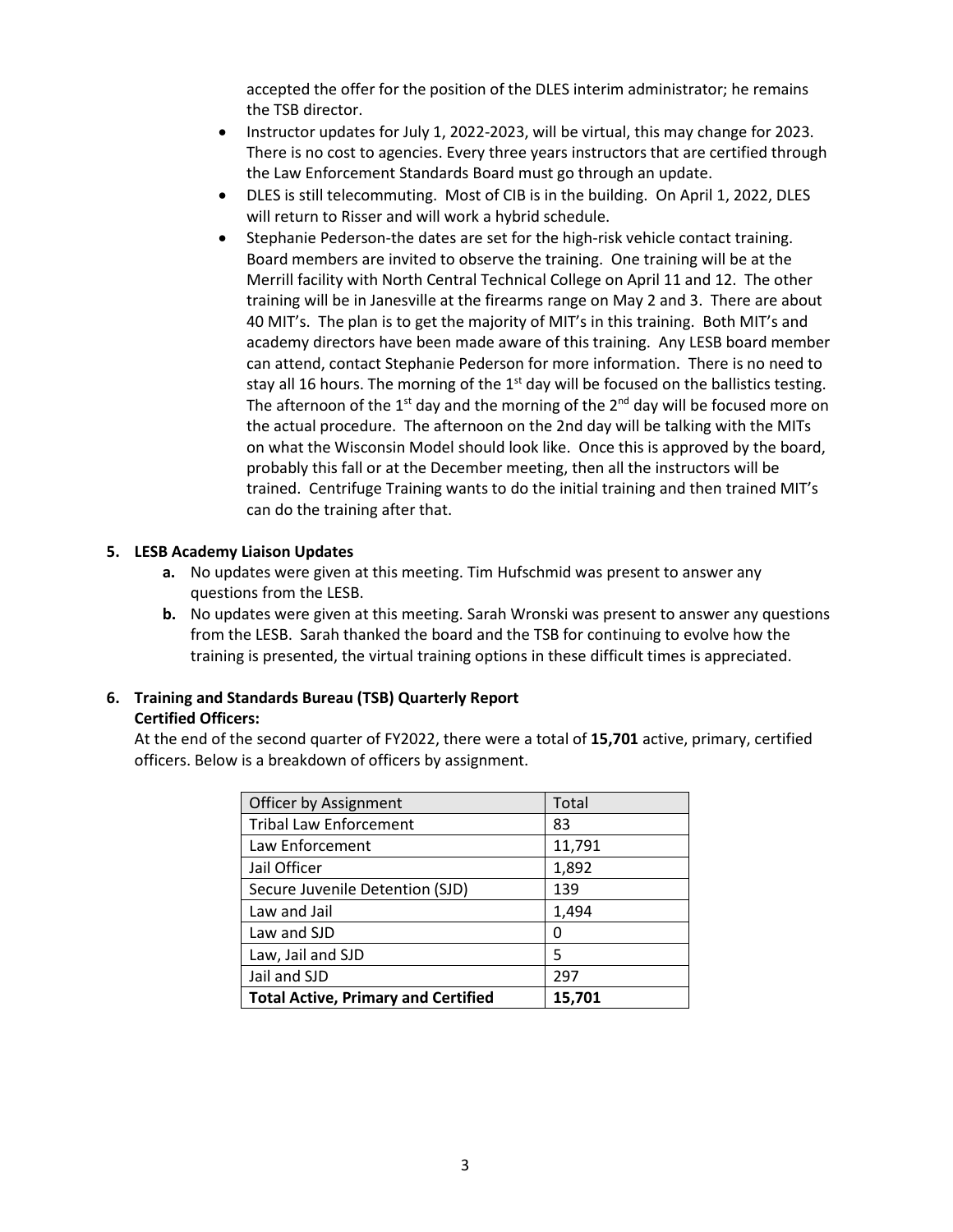accepted the offer for the position of the DLES interim administrator; he remains the TSB director.

- Instructor updates for July 1, 2022-2023, will be virtual, this may change for 2023. There is no cost to agencies. Every three years instructors that are certified through the Law Enforcement Standards Board must go through an update.
- DLES is still telecommuting. Most of CIB is in the building. On April 1, 2022, DLES will return to Risser and will work a hybrid schedule.
- Stephanie Pederson-the dates are set for the high-risk vehicle contact training. Board members are invited to observe the training. One training will be at the Merrill facility with North Central Technical College on April 11 and 12. The other training will be in Janesville at the firearms range on May 2 and 3. There are about 40 MIT's. The plan is to get the majority of MIT's in this training. Both MIT's and academy directors have been made aware of this training. Any LESB board member can attend, contact Stephanie Pederson for more information. There is no need to stay all 16 hours. The morning of the 1st day will be focused on the ballistics testing. The afternoon of the 1st day and the morning of the 2nd day will be focused more on the actual procedure. The afternoon on the 2nd day will be talking with the MITs on what the Wisconsin Model should look like. Once this is approved by the board, probably this fall or at the December meeting, then all the instructors will be trained. Centrifuge Training wants to do the initial training and then trained MIT's can do the training after that.

**5. LESB Academy Liaison Updates**

   **a.** No updates were given at this meeting. Tim Hufschmid was present to answer any questions from the LESB.

   **b.** No updates were given at this meeting. Sarah Wronski was present to answer any questions from the LESB. Sarah thanked the board and the TSB for continuing to evolve how the training is presented, the virtual training options in these difficult times is appreciated.

**6. Training and Standards Bureau (TSB) Quarterly Report**
**Certified Officers:**

At the end of the second quarter of FY2022, there were a total of **15,701** active, primary, certified officers. Below is a breakdown of officers by assignment.

| Officer by Assignment | Total |
|---|---|
| Tribal Law Enforcement | 83 |
| Law Enforcement | 11,791 |
| Jail Officer | 1,892 |
| Secure Juvenile Detention (SJD) | 139 |
| Law and Jail | 1,494 |
| Law and SJD | 0 |
| Law, Jail and SJD | 5 |
| Jail and SJD | 297 |
| **Total Active, Primary and Certified** | **15,701** |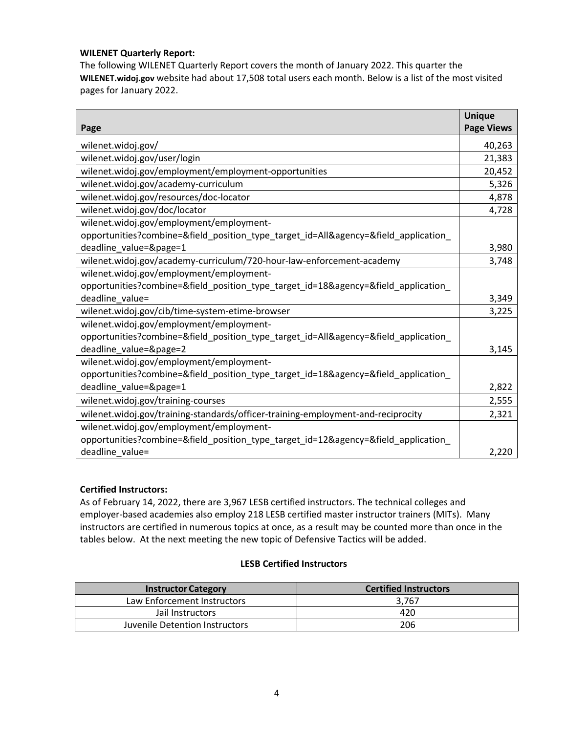**WILENET Quarterly Report:**
The following WILENET Quarterly Report covers the month of January 2022. This quarter the **WILENET.widoj.gov** website had about 17,508 total users each month. Below is a list of the most visited pages for January 2022.

| Page | Unique Page Views |
|---|---|
| wilenet.widoj.gov/ | 40,263 |
| wilenet.widoj.gov/user/login | 21,383 |
| wilenet.widoj.gov/employment/employment-opportunities | 20,452 |
| wilenet.widoj.gov/academy-curriculum | 5,326 |
| wilenet.widoj.gov/resources/doc-locator | 4,878 |
| wilenet.widoj.gov/doc/locator | 4,728 |
| wilenet.widoj.gov/employment/employment-opportunities?combine=&field_position_type_target_id=All&agency=&field_application_deadline_value=&page=1 | 3,980 |
| wilenet.widoj.gov/academy-curriculum/720-hour-law-enforcement-academy | 3,748 |
| wilenet.widoj.gov/employment/employment-opportunities?combine=&field_position_type_target_id=18&agency=&field_application_deadline_value= | 3,349 |
| wilenet.widoj.gov/cib/time-system-etime-browser | 3,225 |
| wilenet.widoj.gov/employment/employment-opportunities?combine=&field_position_type_target_id=All&agency=&field_application_deadline_value=&page=2 | 3,145 |
| wilenet.widoj.gov/employment/employment-opportunities?combine=&field_position_type_target_id=18&agency=&field_application_deadline_value=&page=1 | 2,822 |
| wilenet.widoj.gov/training-courses | 2,555 |
| wilenet.widoj.gov/training-standards/officer-training-employment-and-reciprocity | 2,321 |
| wilenet.widoj.gov/employment/employment-opportunities?combine=&field_position_type_target_id=12&agency=&field_application_deadline_value= | 2,220 |

**Certified Instructors:**
As of February 14, 2022, there are 3,967 LESB certified instructors. The technical colleges and employer-based academies also employ 218 LESB certified master instructor trainers (MITs). Many instructors are certified in numerous topics at once, as a result may be counted more than once in the tables below. At the next meeting the new topic of Defensive Tactics will be added.

**LESB Certified Instructors**

| Instructor Category | Certified Instructors |
|---|---|
| Law Enforcement Instructors | 3,767 |
| Jail Instructors | 420 |
| Juvenile Detention Instructors | 206 |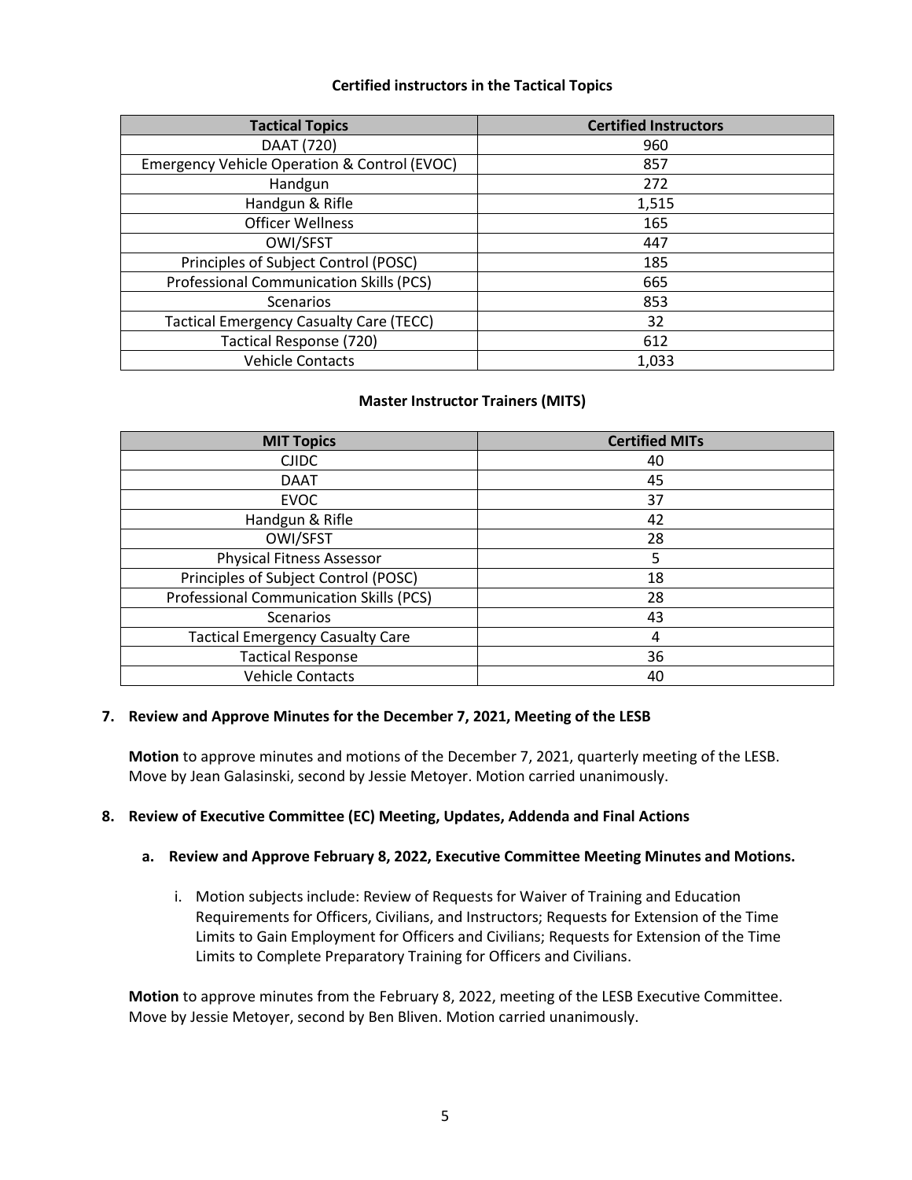**Certified instructors in the Tactical Topics**

| Tactical Topics | Certified Instructors |
|---|---|
| DAAT (720) | 960 |
| Emergency Vehicle Operation & Control (EVOC) | 857 |
| Handgun | 272 |
| Handgun & Rifle | 1,515 |
| Officer Wellness | 165 |
| OWI/SFST | 447 |
| Principles of Subject Control (POSC) | 185 |
| Professional Communication Skills (PCS) | 665 |
| Scenarios | 853 |
| Tactical Emergency Casualty Care (TECC) | 32 |
| Tactical Response (720) | 612 |
| Vehicle Contacts | 1,033 |

**Master Instructor Trainers (MITS)**

| MIT Topics | Certified MITs |
|---|---|
| CJIDC | 40 |
| DAAT | 45 |
| EVOC | 37 |
| Handgun & Rifle | 42 |
| OWI/SFST | 28 |
| Physical Fitness Assessor | 5 |
| Principles of Subject Control (POSC) | 18 |
| Professional Communication Skills (PCS) | 28 |
| Scenarios | 43 |
| Tactical Emergency Casualty Care | 4 |
| Tactical Response | 36 |
| Vehicle Contacts | 40 |

**7. Review and Approve Minutes for the December 7, 2021, Meeting of the LESB**

**Motion** to approve minutes and motions of the December 7, 2021, quarterly meeting of the LESB. Move by Jean Galasinski, second by Jessie Metoyer. Motion carried unanimously.

**8. Review of Executive Committee (EC) Meeting, Updates, Addenda and Final Actions**

**a. Review and Approve February 8, 2022, Executive Committee Meeting Minutes and Motions.**

i. Motion subjects include: Review of Requests for Waiver of Training and Education Requirements for Officers, Civilians, and Instructors; Requests for Extension of the Time Limits to Gain Employment for Officers and Civilians; Requests for Extension of the Time Limits to Complete Preparatory Training for Officers and Civilians.

**Motion** to approve minutes from the February 8, 2022, meeting of the LESB Executive Committee. Move by Jessie Metoyer, second by Ben Bliven. Motion carried unanimously.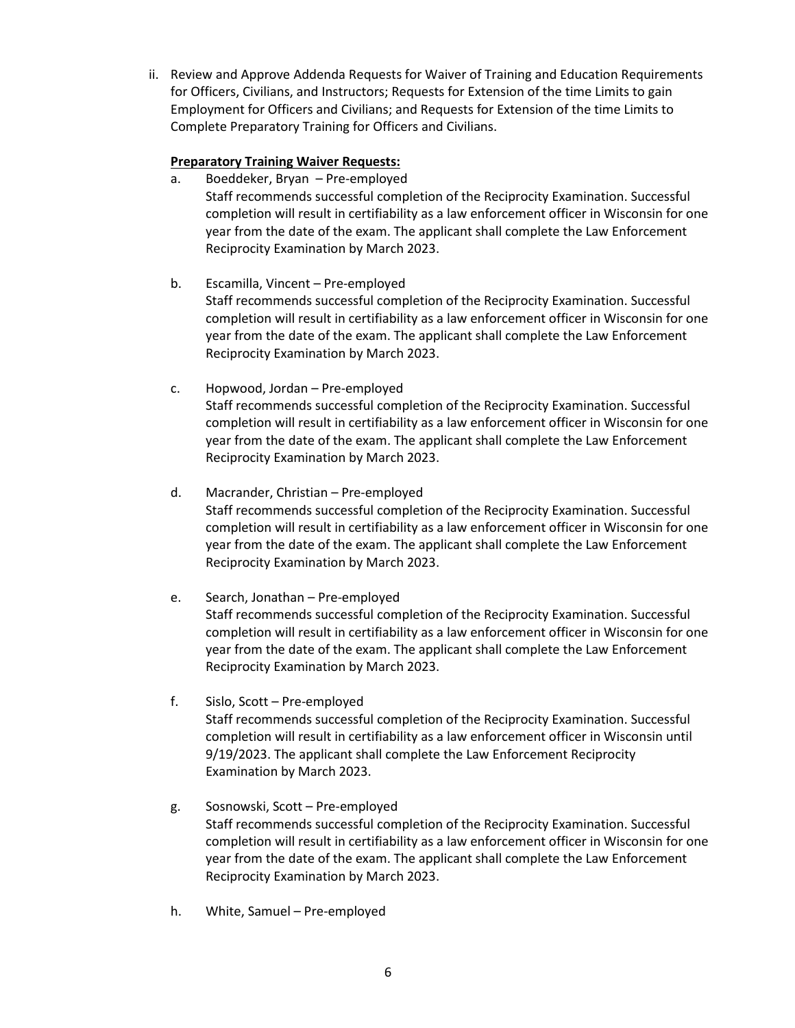ii. Review and Approve Addenda Requests for Waiver of Training and Education Requirements for Officers, Civilians, and Instructors; Requests for Extension of the time Limits to gain Employment for Officers and Civilians; and Requests for Extension of the time Limits to Complete Preparatory Training for Officers and Civilians.

**Preparatory Training Waiver Requests:**

a. Boeddeker, Bryan – Pre-employed
Staff recommends successful completion of the Reciprocity Examination. Successful completion will result in certifiability as a law enforcement officer in Wisconsin for one year from the date of the exam. The applicant shall complete the Law Enforcement Reciprocity Examination by March 2023.

b. Escamilla, Vincent – Pre-employed
Staff recommends successful completion of the Reciprocity Examination. Successful completion will result in certifiability as a law enforcement officer in Wisconsin for one year from the date of the exam. The applicant shall complete the Law Enforcement Reciprocity Examination by March 2023.

c. Hopwood, Jordan – Pre-employed
Staff recommends successful completion of the Reciprocity Examination. Successful completion will result in certifiability as a law enforcement officer in Wisconsin for one year from the date of the exam. The applicant shall complete the Law Enforcement Reciprocity Examination by March 2023.

d. Macrander, Christian – Pre-employed
Staff recommends successful completion of the Reciprocity Examination. Successful completion will result in certifiability as a law enforcement officer in Wisconsin for one year from the date of the exam. The applicant shall complete the Law Enforcement Reciprocity Examination by March 2023.

e. Search, Jonathan – Pre-employed
Staff recommends successful completion of the Reciprocity Examination. Successful completion will result in certifiability as a law enforcement officer in Wisconsin for one year from the date of the exam. The applicant shall complete the Law Enforcement Reciprocity Examination by March 2023.

f. Sislo, Scott – Pre-employed
Staff recommends successful completion of the Reciprocity Examination. Successful completion will result in certifiability as a law enforcement officer in Wisconsin until 9/19/2023. The applicant shall complete the Law Enforcement Reciprocity Examination by March 2023.

g. Sosnowski, Scott – Pre-employed
Staff recommends successful completion of the Reciprocity Examination. Successful completion will result in certifiability as a law enforcement officer in Wisconsin for one year from the date of the exam. The applicant shall complete the Law Enforcement Reciprocity Examination by March 2023.

h. White, Samuel – Pre-employed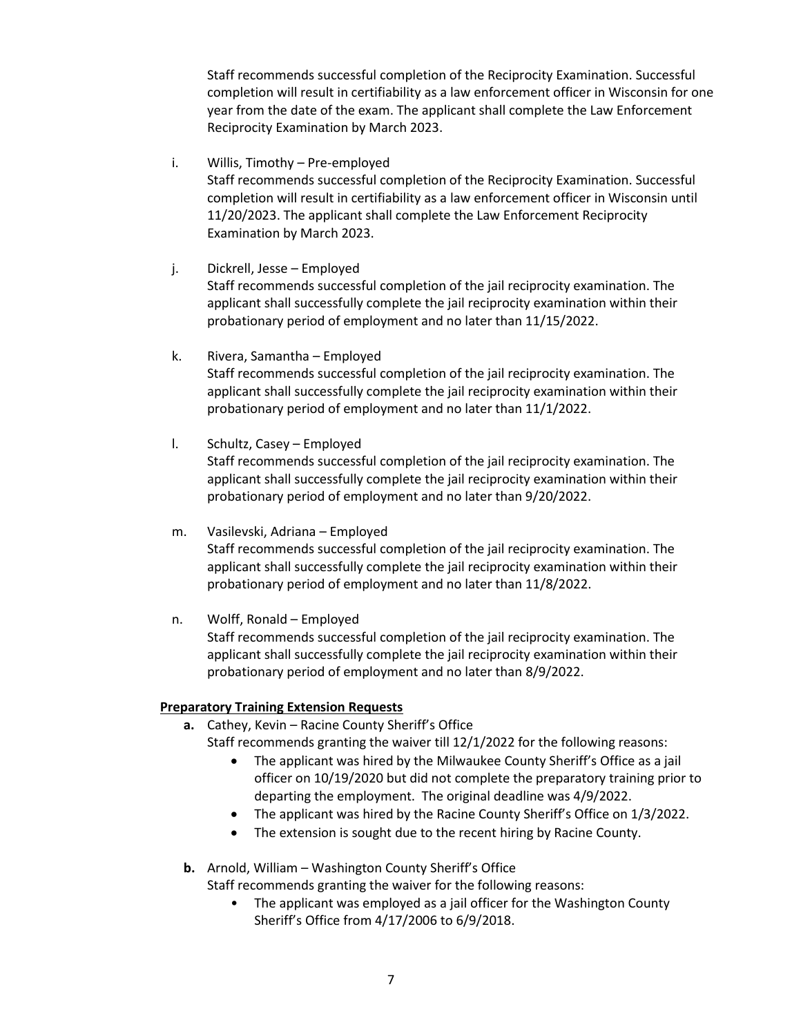Staff recommends successful completion of the Reciprocity Examination. Successful completion will result in certifiability as a law enforcement officer in Wisconsin for one year from the date of the exam. The applicant shall complete the Law Enforcement Reciprocity Examination by March 2023.

i. Willis, Timothy – Pre-employed
Staff recommends successful completion of the Reciprocity Examination. Successful completion will result in certifiability as a law enforcement officer in Wisconsin until 11/20/2023. The applicant shall complete the Law Enforcement Reciprocity Examination by March 2023.

j. Dickrell, Jesse – Employed
Staff recommends successful completion of the jail reciprocity examination. The applicant shall successfully complete the jail reciprocity examination within their probationary period of employment and no later than 11/15/2022.

k. Rivera, Samantha – Employed
Staff recommends successful completion of the jail reciprocity examination. The applicant shall successfully complete the jail reciprocity examination within their probationary period of employment and no later than 11/1/2022.

l. Schultz, Casey – Employed
Staff recommends successful completion of the jail reciprocity examination. The applicant shall successfully complete the jail reciprocity examination within their probationary period of employment and no later than 9/20/2022.

m. Vasilevski, Adriana – Employed
Staff recommends successful completion of the jail reciprocity examination. The applicant shall successfully complete the jail reciprocity examination within their probationary period of employment and no later than 11/8/2022.

n. Wolff, Ronald – Employed
Staff recommends successful completion of the jail reciprocity examination. The applicant shall successfully complete the jail reciprocity examination within their probationary period of employment and no later than 8/9/2022.

**Preparatory Training Extension Requests**

**a.** Cathey, Kevin – Racine County Sheriff's Office
Staff recommends granting the waiver till 12/1/2022 for the following reasons:
- The applicant was hired by the Milwaukee County Sheriff's Office as a jail officer on 10/19/2020 but did not complete the preparatory training prior to departing the employment. The original deadline was 4/9/2022.
- The applicant was hired by the Racine County Sheriff's Office on 1/3/2022.
- The extension is sought due to the recent hiring by Racine County.

**b.** Arnold, William – Washington County Sheriff's Office
Staff recommends granting the waiver for the following reasons:
- The applicant was employed as a jail officer for the Washington County Sheriff's Office from 4/17/2006 to 6/9/2018.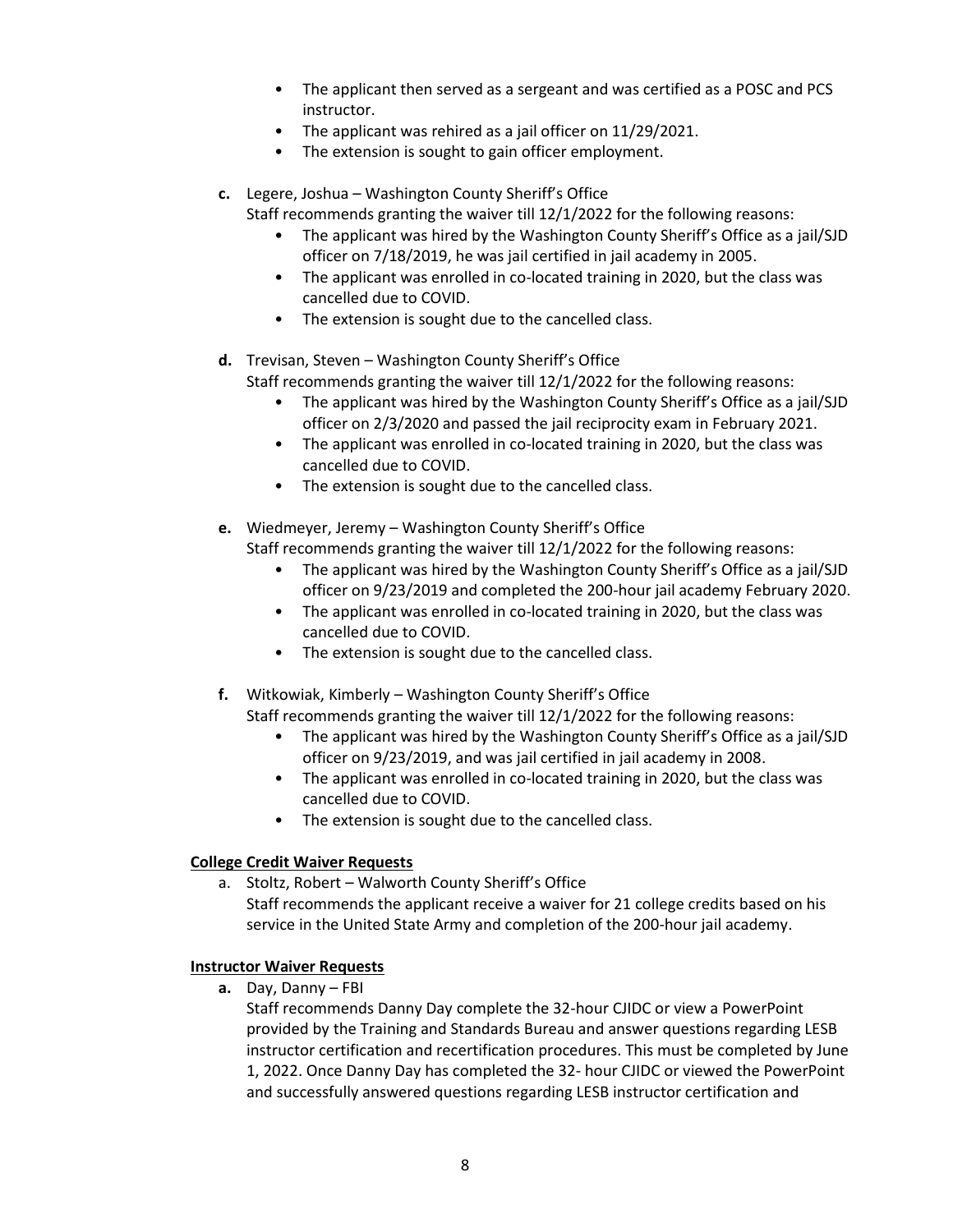- The applicant then served as a sergeant and was certified as a POSC and PCS instructor.
- The applicant was rehired as a jail officer on 11/29/2021.
- The extension is sought to gain officer employment.

**c.** Legere, Joshua – Washington County Sheriff's Office

Staff recommends granting the waiver till 12/1/2022 for the following reasons:

- The applicant was hired by the Washington County Sheriff's Office as a jail/SJD officer on 7/18/2019, he was jail certified in jail academy in 2005.
- The applicant was enrolled in co-located training in 2020, but the class was cancelled due to COVID.
- The extension is sought due to the cancelled class.

**d.** Trevisan, Steven – Washington County Sheriff's Office

Staff recommends granting the waiver till 12/1/2022 for the following reasons:

- The applicant was hired by the Washington County Sheriff's Office as a jail/SJD officer on 2/3/2020 and passed the jail reciprocity exam in February 2021.
- The applicant was enrolled in co-located training in 2020, but the class was cancelled due to COVID.
- The extension is sought due to the cancelled class.

**e.** Wiedmeyer, Jeremy – Washington County Sheriff's Office

Staff recommends granting the waiver till 12/1/2022 for the following reasons:

- The applicant was hired by the Washington County Sheriff's Office as a jail/SJD officer on 9/23/2019 and completed the 200-hour jail academy February 2020.
- The applicant was enrolled in co-located training in 2020, but the class was cancelled due to COVID.
- The extension is sought due to the cancelled class.

**f.** Witkowiak, Kimberly – Washington County Sheriff's Office

Staff recommends granting the waiver till 12/1/2022 for the following reasons:

- The applicant was hired by the Washington County Sheriff's Office as a jail/SJD officer on 9/23/2019, and was jail certified in jail academy in 2008.
- The applicant was enrolled in co-located training in 2020, but the class was cancelled due to COVID.
- The extension is sought due to the cancelled class.

**College Credit Waiver Requests**

a. Stoltz, Robert – Walworth County Sheriff's Office

Staff recommends the applicant receive a waiver for 21 college credits based on his service in the United State Army and completion of the 200-hour jail academy.

**Instructor Waiver Requests**

**a.** Day, Danny – FBI

Staff recommends Danny Day complete the 32-hour CJIDC or view a PowerPoint provided by the Training and Standards Bureau and answer questions regarding LESB instructor certification and recertification procedures. This must be completed by June 1, 2022. Once Danny Day has completed the 32- hour CJIDC or viewed the PowerPoint and successfully answered questions regarding LESB instructor certification and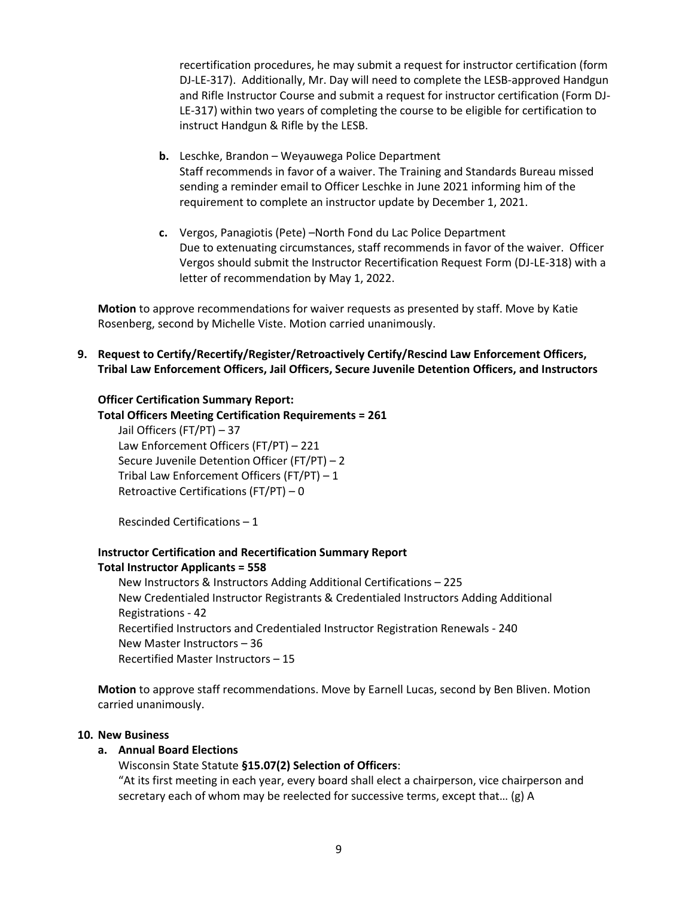recertification procedures, he may submit a request for instructor certification (form DJ-LE-317). Additionally, Mr. Day will need to complete the LESB-approved Handgun and Rifle Instructor Course and submit a request for instructor certification (Form DJ-LE-317) within two years of completing the course to be eligible for certification to instruct Handgun & Rifle by the LESB.

**b.** Leschke, Brandon – Weyauwega Police Department
Staff recommends in favor of a waiver. The Training and Standards Bureau missed sending a reminder email to Officer Leschke in June 2021 informing him of the requirement to complete an instructor update by December 1, 2021.

**c.** Vergos, Panagiotis (Pete) –North Fond du Lac Police Department
Due to extenuating circumstances, staff recommends in favor of the waiver. Officer Vergos should submit the Instructor Recertification Request Form (DJ-LE-318) with a letter of recommendation by May 1, 2022.

**Motion** to approve recommendations for waiver requests as presented by staff. Move by Katie Rosenberg, second by Michelle Viste. Motion carried unanimously.

**9. Request to Certify/Recertify/Register/Retroactively Certify/Rescind Law Enforcement Officers, Tribal Law Enforcement Officers, Jail Officers, Secure Juvenile Detention Officers, and Instructors**

**Officer Certification Summary Report:**
**Total Officers Meeting Certification Requirements = 261**

Jail Officers (FT/PT) – 37
Law Enforcement Officers (FT/PT) – 221
Secure Juvenile Detention Officer (FT/PT) – 2
Tribal Law Enforcement Officers (FT/PT) – 1
Retroactive Certifications (FT/PT) – 0

Rescinded Certifications – 1

**Instructor Certification and Recertification Summary Report**
**Total Instructor Applicants = 558**

New Instructors & Instructors Adding Additional Certifications – 225
New Credentialed Instructor Registrants & Credentialed Instructors Adding Additional Registrations - 42
Recertified Instructors and Credentialed Instructor Registration Renewals - 240
New Master Instructors – 36
Recertified Master Instructors – 15

**Motion** to approve staff recommendations. Move by Earnell Lucas, second by Ben Bliven. Motion carried unanimously.

**10. New Business**

**a. Annual Board Elections**

Wisconsin State Statute **§15.07(2) Selection of Officers**:
"At its first meeting in each year, every board shall elect a chairperson, vice chairperson and secretary each of whom may be reelected for successive terms, except that… (g) A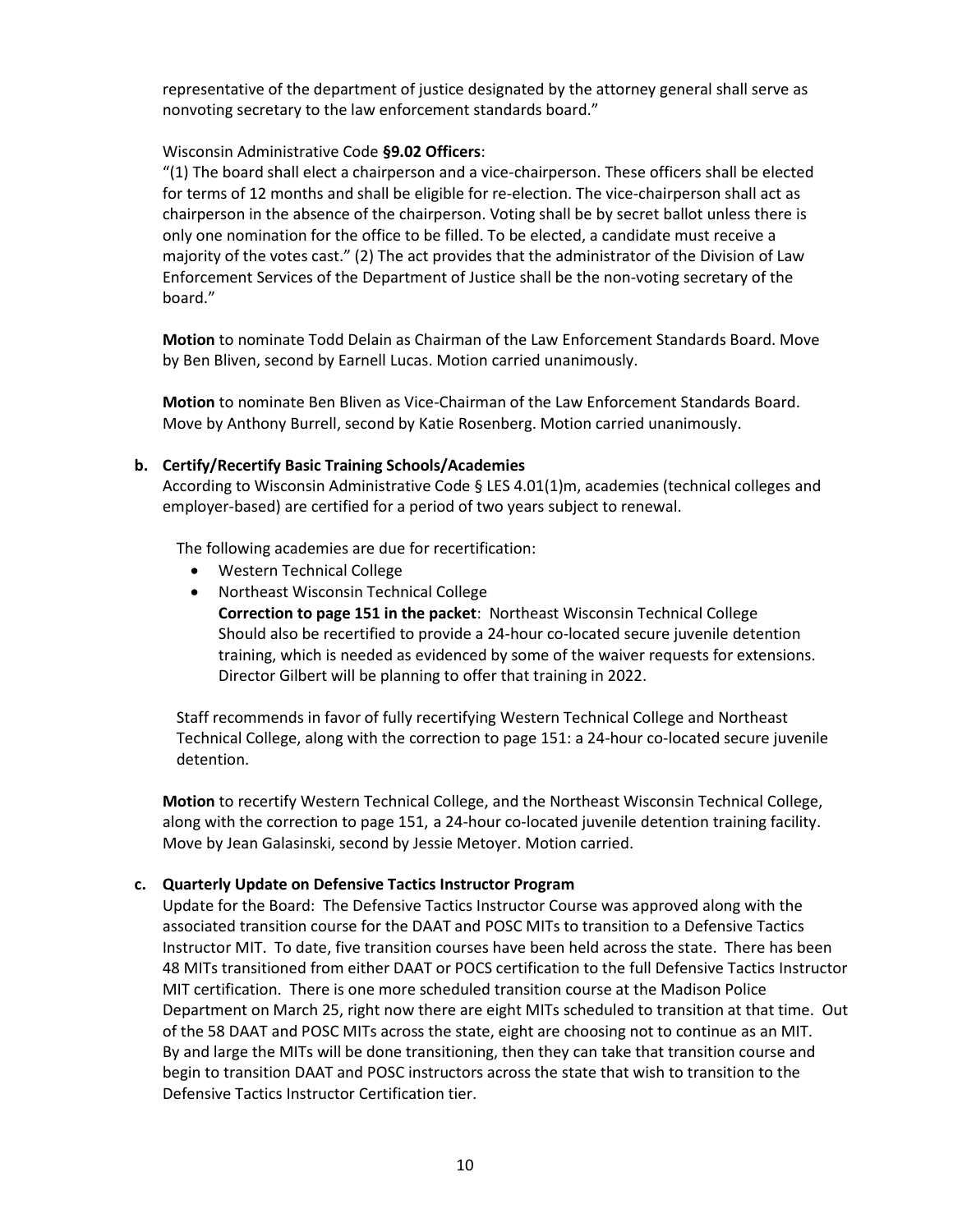representative of the department of justice designated by the attorney general shall serve as nonvoting secretary to the law enforcement standards board."

Wisconsin Administrative Code **§9.02 Officers**:

"(1) The board shall elect a chairperson and a vice-chairperson. These officers shall be elected for terms of 12 months and shall be eligible for re-election. The vice-chairperson shall act as chairperson in the absence of the chairperson. Voting shall be by secret ballot unless there is only one nomination for the office to be filled. To be elected, a candidate must receive a majority of the votes cast." (2) The act provides that the administrator of the Division of Law Enforcement Services of the Department of Justice shall be the non-voting secretary of the board."

**Motion** to nominate Todd Delain as Chairman of the Law Enforcement Standards Board. Move by Ben Bliven, second by Earnell Lucas. Motion carried unanimously.

**Motion** to nominate Ben Bliven as Vice-Chairman of the Law Enforcement Standards Board. Move by Anthony Burrell, second by Katie Rosenberg. Motion carried unanimously.

**b. Certify/Recertify Basic Training Schools/Academies**

According to Wisconsin Administrative Code § LES 4.01(1)m, academies (technical colleges and employer-based) are certified for a period of two years subject to renewal.

The following academies are due for recertification:

- Western Technical College
- Northeast Wisconsin Technical College
  **Correction to page 151 in the packet**: Northeast Wisconsin Technical College Should also be recertified to provide a 24-hour co-located secure juvenile detention training, which is needed as evidenced by some of the waiver requests for extensions. Director Gilbert will be planning to offer that training in 2022.

Staff recommends in favor of fully recertifying Western Technical College and Northeast Technical College, along with the correction to page 151: a 24-hour co-located secure juvenile detention.

**Motion** to recertify Western Technical College, and the Northeast Wisconsin Technical College, along with the correction to page 151, a 24-hour co-located juvenile detention training facility. Move by Jean Galasinski, second by Jessie Metoyer. Motion carried.

**c. Quarterly Update on Defensive Tactics Instructor Program**

Update for the Board: The Defensive Tactics Instructor Course was approved along with the associated transition course for the DAAT and POSC MITs to transition to a Defensive Tactics Instructor MIT. To date, five transition courses have been held across the state. There has been 48 MITs transitioned from either DAAT or POCS certification to the full Defensive Tactics Instructor MIT certification. There is one more scheduled transition course at the Madison Police Department on March 25, right now there are eight MITs scheduled to transition at that time. Out of the 58 DAAT and POSC MITs across the state, eight are choosing not to continue as an MIT. By and large the MITs will be done transitioning, then they can take that transition course and begin to transition DAAT and POSC instructors across the state that wish to transition to the Defensive Tactics Instructor Certification tier.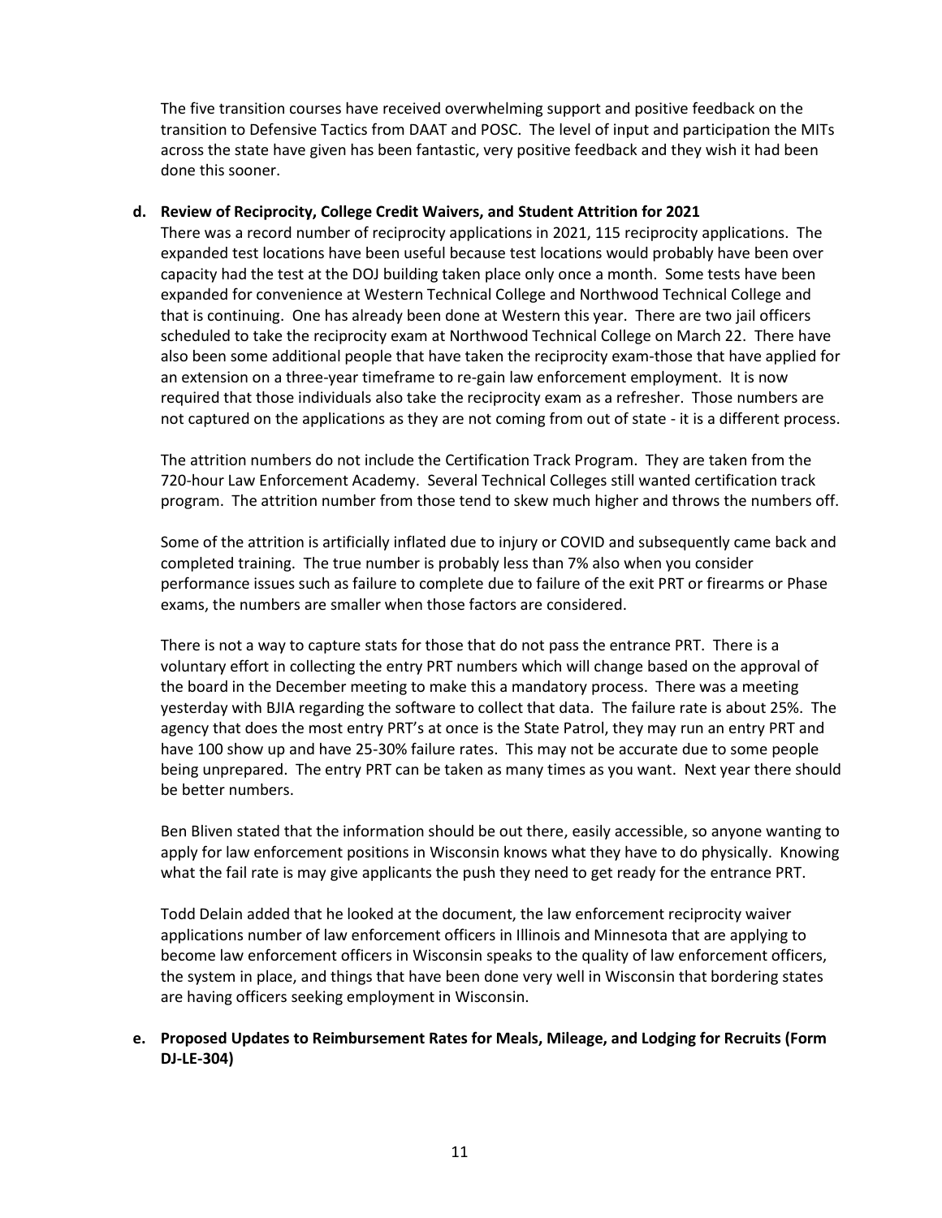The five transition courses have received overwhelming support and positive feedback on the transition to Defensive Tactics from DAAT and POSC. The level of input and participation the MITs across the state have given has been fantastic, very positive feedback and they wish it had been done this sooner.

**d. Review of Reciprocity, College Credit Waivers, and Student Attrition for 2021**

There was a record number of reciprocity applications in 2021, 115 reciprocity applications. The expanded test locations have been useful because test locations would probably have been over capacity had the test at the DOJ building taken place only once a month. Some tests have been expanded for convenience at Western Technical College and Northwood Technical College and that is continuing. One has already been done at Western this year. There are two jail officers scheduled to take the reciprocity exam at Northwood Technical College on March 22. There have also been some additional people that have taken the reciprocity exam-those that have applied for an extension on a three-year timeframe to re-gain law enforcement employment. It is now required that those individuals also take the reciprocity exam as a refresher. Those numbers are not captured on the applications as they are not coming from out of state - it is a different process.

The attrition numbers do not include the Certification Track Program. They are taken from the 720-hour Law Enforcement Academy. Several Technical Colleges still wanted certification track program. The attrition number from those tend to skew much higher and throws the numbers off.

Some of the attrition is artificially inflated due to injury or COVID and subsequently came back and completed training. The true number is probably less than 7% also when you consider performance issues such as failure to complete due to failure of the exit PRT or firearms or Phase exams, the numbers are smaller when those factors are considered.

There is not a way to capture stats for those that do not pass the entrance PRT. There is a voluntary effort in collecting the entry PRT numbers which will change based on the approval of the board in the December meeting to make this a mandatory process. There was a meeting yesterday with BJIA regarding the software to collect that data. The failure rate is about 25%. The agency that does the most entry PRT's at once is the State Patrol, they may run an entry PRT and have 100 show up and have 25-30% failure rates. This may not be accurate due to some people being unprepared. The entry PRT can be taken as many times as you want. Next year there should be better numbers.

Ben Bliven stated that the information should be out there, easily accessible, so anyone wanting to apply for law enforcement positions in Wisconsin knows what they have to do physically. Knowing what the fail rate is may give applicants the push they need to get ready for the entrance PRT.

Todd Delain added that he looked at the document, the law enforcement reciprocity waiver applications number of law enforcement officers in Illinois and Minnesota that are applying to become law enforcement officers in Wisconsin speaks to the quality of law enforcement officers, the system in place, and things that have been done very well in Wisconsin that bordering states are having officers seeking employment in Wisconsin.

**e. Proposed Updates to Reimbursement Rates for Meals, Mileage, and Lodging for Recruits (Form DJ-LE-304)**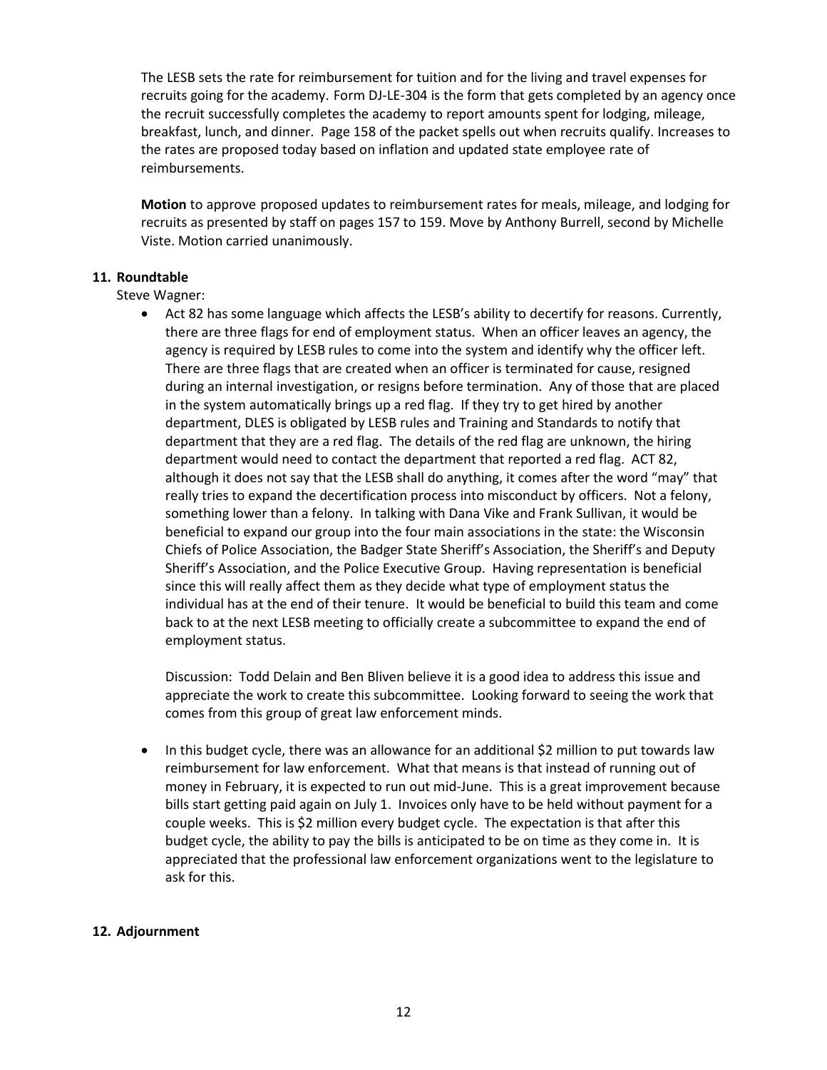The LESB sets the rate for reimbursement for tuition and for the living and travel expenses for recruits going for the academy. Form DJ-LE-304 is the form that gets completed by an agency once the recruit successfully completes the academy to report amounts spent for lodging, mileage, breakfast, lunch, and dinner. Page 158 of the packet spells out when recruits qualify. Increases to the rates are proposed today based on inflation and updated state employee rate of reimbursements.

**Motion** to approve proposed updates to reimbursement rates for meals, mileage, and lodging for recruits as presented by staff on pages 157 to 159. Move by Anthony Burrell, second by Michelle Viste. Motion carried unanimously.

**11. Roundtable**

Steve Wagner:

- Act 82 has some language which affects the LESB's ability to decertify for reasons. Currently, there are three flags for end of employment status. When an officer leaves an agency, the agency is required by LESB rules to come into the system and identify why the officer left. There are three flags that are created when an officer is terminated for cause, resigned during an internal investigation, or resigns before termination. Any of those that are placed in the system automatically brings up a red flag. If they try to get hired by another department, DLES is obligated by LESB rules and Training and Standards to notify that department that they are a red flag. The details of the red flag are unknown, the hiring department would need to contact the department that reported a red flag. ACT 82, although it does not say that the LESB shall do anything, it comes after the word "may" that really tries to expand the decertification process into misconduct by officers. Not a felony, something lower than a felony. In talking with Dana Vike and Frank Sullivan, it would be beneficial to expand our group into the four main associations in the state: the Wisconsin Chiefs of Police Association, the Badger State Sheriff's Association, the Sheriff's and Deputy Sheriff's Association, and the Police Executive Group. Having representation is beneficial since this will really affect them as they decide what type of employment status the individual has at the end of their tenure. It would be beneficial to build this team and come back to at the next LESB meeting to officially create a subcommittee to expand the end of employment status.

  Discussion: Todd Delain and Ben Bliven believe it is a good idea to address this issue and appreciate the work to create this subcommittee. Looking forward to seeing the work that comes from this group of great law enforcement minds.

- In this budget cycle, there was an allowance for an additional $2 million to put towards law reimbursement for law enforcement. What that means is that instead of running out of money in February, it is expected to run out mid-June. This is a great improvement because bills start getting paid again on July 1. Invoices only have to be held without payment for a couple weeks. This is $2 million every budget cycle. The expectation is that after this budget cycle, the ability to pay the bills is anticipated to be on time as they come in. It is appreciated that the professional law enforcement organizations went to the legislature to ask for this.

**12. Adjournment**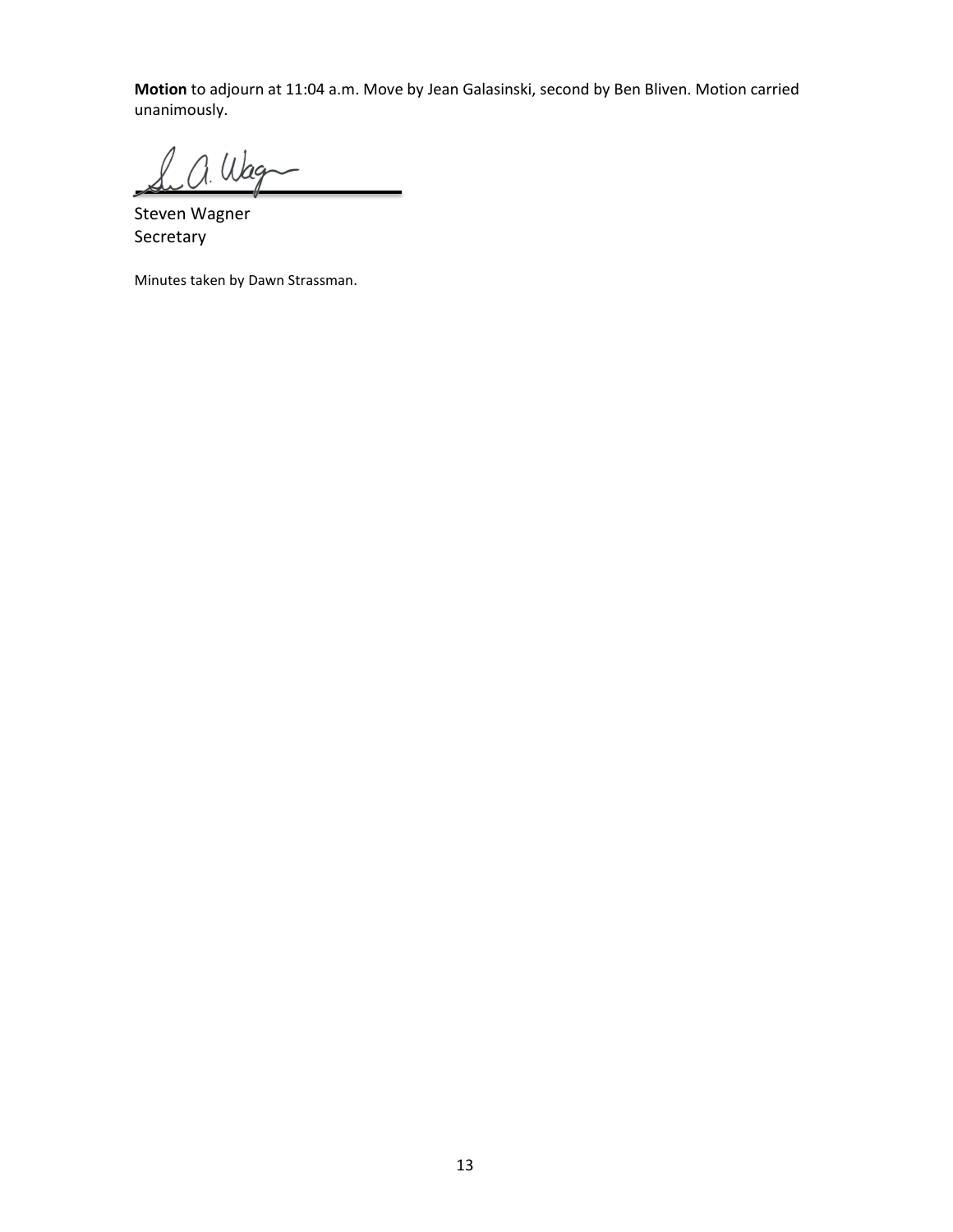**Motion** to adjourn at 11:04 a.m. Move by Jean Galasinski, second by Ben Bliven. Motion carried unanimously.

Steven Wagner
Secretary

Minutes taken by Dawn Strassman.